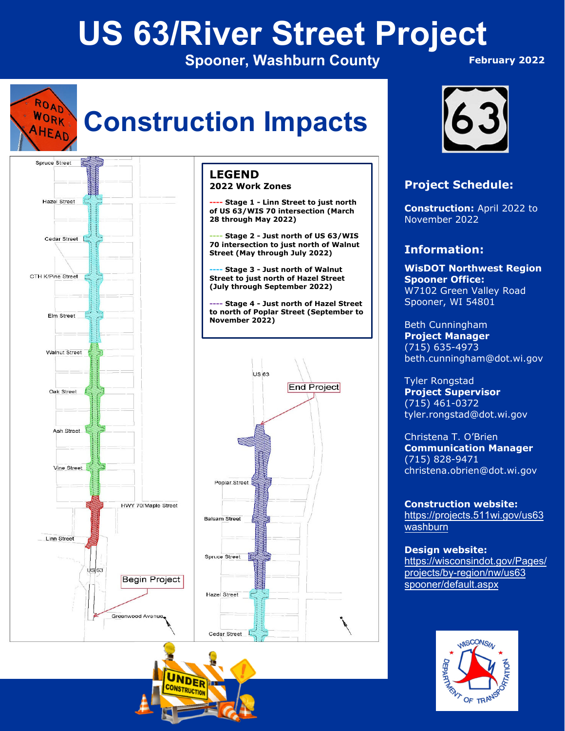# US 63/River Street Project

**Spooner, Washburn County**

**February 2022**

## Construction Impacts

Spruce Street
Hazel Street
Cedar Street
CTH K/Pine Street
Elm Street
Walnut Street
Oak Street
Ash Street
Vine Street
HWY 70/Maple Street
Linn Street
US 63
Begin Project
Greenwood Avenue

**LEGEND**
**2022 Work Zones**

- **Stage 1 - Linn Street to just north of US 63/WIS 70 intersection (March 28 through May 2022)**
- **Stage 2 - Just north of US 63/WIS 70 intersection to just north of Walnut Street (May through July 2022)**
- **Stage 3 - Just north of Walnut Street to just north of Hazel Street (July through September 2022)**
- **Stage 4 - Just north of Hazel Street to north of Poplar Street (September to November 2022)**

US 63
End Project
Poplar Street
Balsam Street
Spruce Street
Hazel Street
Cedar Street

### Project Schedule:

**Construction:** April 2022 to November 2022

### Information:

**WisDOT Northwest Region Spooner Office:**
W7102 Green Valley Road
Spooner, WI 54801

Beth Cunningham
**Project Manager**
(715) 635-4973
beth.cunningham@dot.wi.gov

Tyler Rongstad
**Project Supervisor**
(715) 461-0372
tyler.rongstad@dot.wi.gov

Christena T. O'Brien
**Communication Manager**
(715) 828-9471
christena.obrien@dot.wi.gov

**Construction website:**
https://projects.511wi.gov/us63washburn

**Design website:**
https://wisconsindot.gov/Pages/projects/by-region/nw/us63spooner/default.aspx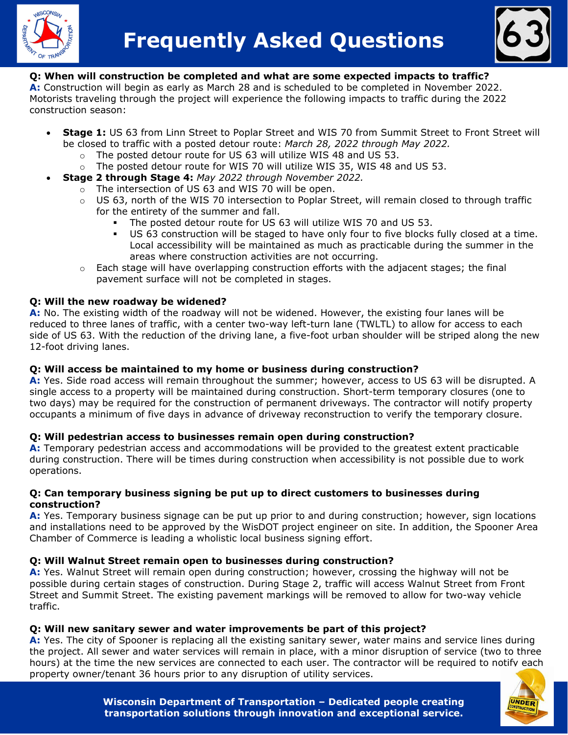# Frequently Asked Questions

**Q: When will construction be completed and what are some expected impacts to traffic?**
**A:** Construction will begin as early as March 28 and is scheduled to be completed in November 2022. Motorists traveling through the project will experience the following impacts to traffic during the 2022 construction season:

- **Stage 1:** US 63 from Linn Street to Poplar Street and WIS 70 from Summit Street to Front Street will be closed to traffic with a posted detour route: *March 28, 2022 through May 2022.*
  - The posted detour route for US 63 will utilize WIS 48 and US 53.
  - The posted detour route for WIS 70 will utilize WIS 35, WIS 48 and US 53.
- **Stage 2 through Stage 4:** *May 2022 through November 2022.*
  - The intersection of US 63 and WIS 70 will be open.
  - US 63, north of the WIS 70 intersection to Poplar Street, will remain closed to through traffic for the entirety of the summer and fall.
    - The posted detour route for US 63 will utilize WIS 70 and US 53.
    - US 63 construction will be staged to have only four to five blocks fully closed at a time. Local accessibility will be maintained as much as practicable during the summer in the areas where construction activities are not occurring.
  - Each stage will have overlapping construction efforts with the adjacent stages; the final pavement surface will not be completed in stages.

**Q: Will the new roadway be widened?**
**A:** No. The existing width of the roadway will not be widened. However, the existing four lanes will be reduced to three lanes of traffic, with a center two-way left-turn lane (TWLTL) to allow for access to each side of US 63. With the reduction of the driving lane, a five-foot urban shoulder will be striped along the new 12-foot driving lanes.

**Q: Will access be maintained to my home or business during construction?**
**A:** Yes. Side road access will remain throughout the summer; however, access to US 63 will be disrupted. A single access to a property will be maintained during construction. Short-term temporary closures (one to two days) may be required for the construction of permanent driveways. The contractor will notify property occupants a minimum of five days in advance of driveway reconstruction to verify the temporary closure.

**Q: Will pedestrian access to businesses remain open during construction?**
**A:** Temporary pedestrian access and accommodations will be provided to the greatest extent practicable during construction. There will be times during construction when accessibility is not possible due to work operations.

**Q: Can temporary business signing be put up to direct customers to businesses during construction?**
**A:** Yes. Temporary business signage can be put up prior to and during construction; however, sign locations and installations need to be approved by the WisDOT project engineer on site. In addition, the Spooner Area Chamber of Commerce is leading a wholistic local business signing effort.

**Q: Will Walnut Street remain open to businesses during construction?**
**A:** Yes. Walnut Street will remain open during construction; however, crossing the highway will not be possible during certain stages of construction. During Stage 2, traffic will access Walnut Street from Front Street and Summit Street. The existing pavement markings will be removed to allow for two-way vehicle traffic.

**Q: Will new sanitary sewer and water improvements be part of this project?**
**A:** Yes. The city of Spooner is replacing all the existing sanitary sewer, water mains and service lines during the project. All sewer and water services will remain in place, with a minor disruption of service (two to three hours) at the time the new services are connected to each user. The contractor will be required to notify each property owner/tenant 36 hours prior to any disruption of utility services.

**Wisconsin Department of Transportation – Dedicated people creating transportation solutions through innovation and exceptional service.**